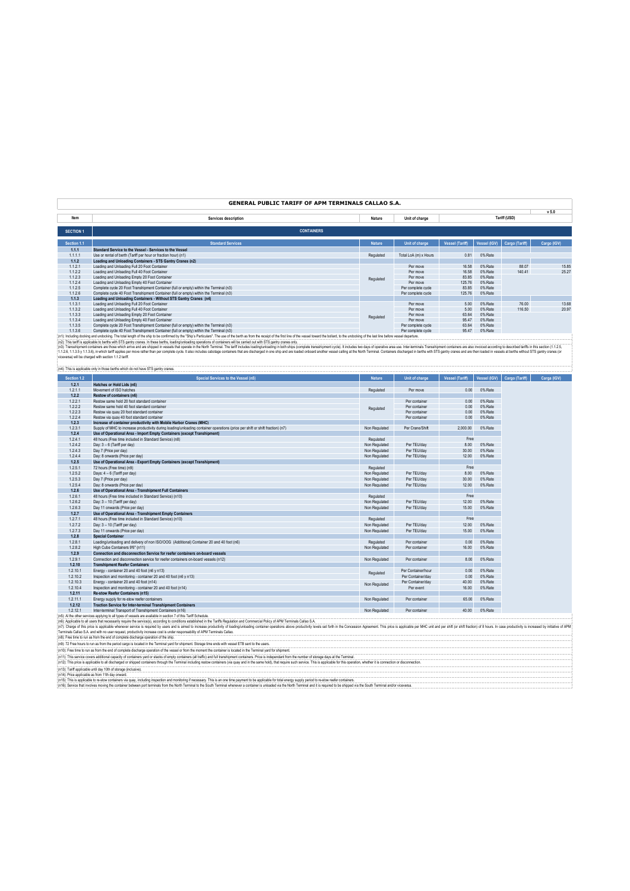# GENERAL PUBLIC TARIFF OF APM TERMINALS CALLAO S.A.

v 5.0

| Item | Services description | Nature | Unit of charge | Tariff (USD) | | | |
|---|---|---|---|---|---|---|---|
| **SECTION 1** | **CONTAINERS** | | | | | | |
| **Section 1.1** | **Standard Services** | **Nature** | **Unit of charge** | **Vessel (Tariff)** | **Vessel (IGV)** | **Cargo (Tariff)** | **Cargo (IGV)** |
| **1.1.1** | **Standard Service to the Vessel - Services to the Vessel** | | | | | | |
| 1.1.1.1 | Use or rental of berth (Tariff per hour or fraction hour) (n1) | Regulated | Total LoA (m) x Hours | 0.81 | 0% Rate | | |
| **1.1.2** | **Loading and Unloading Containers - STS Gantry Cranes (n2)** | | | | | | |
| 1.1.2.1 | Loading and Unloading Full 20 Foot Container | Regulated | Per move | 16.58 | 0% Rate | 88.07 | 15.85 |
| 1.1.2.2 | Loading and Unloading Full 40 Foot Container | | Per move | 16.58 | 0% Rate | 140.41 | 25.27 |
| 1.1.2.3 | Loading and Unloading Empty 20 Foot Container | | Per move | 83.85 | 0% Rate | | |
| 1.1.2.4 | Loading and Unloading Empty 40 Foot Container | | Per move | 125.76 | 0% Rate | | |
| 1.1.2.5 | Complete cycle 20 Foot Transhipment Container (full or empty) within the Terminal (n3) | | Per complete cycle | 83.85 | 0% Rate | | |
| 1.1.2.6 | Complete cycle 40 Foot Transhipment Container (full or empty) within the Terminal (n3) | | Per complete cycle | 125.76 | 0% Rate | | |
| **1.1.3** | **Loading and Unloading Containers - Without STS Gantry Cranes (n4)** | | | | | | |
| 1.1.3.1 | Loading and Unloading Full 20 Foot Container | Regulated | Per move | 5.00 | 0% Rate | 76.00 | 13.68 |
| 1.1.3.2 | Loading and Unloading Full 40 Foot Container | | Per move | 5.00 | 0% Rate | 116.50 | 20.97 |
| 1.1.3.3 | Loading and Unloading Empty 20 Foot Container | | Per move | 63.64 | 0% Rate | | |
| 1.1.3.4 | Loading and Unloading Empty 40 Foot Container | | Per move | 95.47 | 0% Rate | | |
| 1.1.3.5 | Complete cycle 20 Foot Transhipment Container (full or empty) within the Terminal (n3) | | Per complete cycle | 63.64 | 0% Rate | | |
| 1.1.3.6 | Complete cycle 40 Foot Transhipment Container (full or empty) within the Terminal (n3) | | Per complete cycle | 95.47 | 0% Rate | | |

(n1): Including docking and undocking. The total length of the ship to be confirmed by the "Ship's Particulars". The use of the berth as from the receipt of the first line of the vessel toward the bollard, to the undocking of the last line before vessel departure.

(n2): This tariff is applicable to berths with STS gantry cranes. In these berths, loading/unloading operations of containers will be carried out with STS gantry cranes only.

(n3): Transhipment containers are those which arrive and are shipped in vessels that operate in the North Terminal. The tariff includes loading/unloading in both ships (complete transhipment cycle). It includes two days of operative area use. Inter-terminals Transhipment containers are also invoiced according to described tariffs in this section (1.1.2.5, 1.1.2.6, 1.1.3.5 y 1.1.3.6), in which tariff applies per move rather than per complete cycle. It also includes cabotage containers that are discharged in one ship and are loaded onboard another vessel calling at the North Terminal. Containers discharged in berths with STS gantry cranes and are then loaded in vessels at berths without STS gantry cranes (or viceversa) will be charged with section 1.1.2 tariff.

(n4): This is applicable only in those berths which do not have STS gantry cranes.

| Item | Services description | Nature | Unit of charge | Vessel (Tariff) | Vessel (IGV) | Cargo (Tariff) | Cargo (IGV) |
|---|---|---|---|---|---|---|---|
| **Section 1.2** | **Special Services to the Vessel (n5)** | **Nature** | **Unit of charge** | **Vessel (Tariff)** | **Vessel (IGV)** | **Cargo (Tariff)** | **Carga (IGV)** |
| **1.2.1** | **Hatches or Hold Lids (n6)** | | | | | | |
| 1.2.1.1 | Movement of ISO hatches | Regulated | Per move | 0.00 | 0% Rate | | |
| **1.2.2** | **Restow of containers (n6)** | | | | | | |
| 1.2.2.1 | Restow same hold 20 foot standard container | Regulated | Per container | 0.00 | 0% Rate | | |
| 1.2.2.2 | Restow same hold 40 foot standard container | | Per container | 0.00 | 0% Rate | | |
| 1.2.2.3 | Restow via quay 20 foot standard container | | Per container | 0.00 | 0% Rate | | |
| 1.2.2.4 | Restow via quay 40 foot standard container | | Per container | 0.00 | 0% Rate | | |
| **1.2.3** | **Increase of container productivity with Mobile Harbor Cranes (MHC)** | | | | | | |
| 1.2.3.1 | Supply of MHC to increase productivity during loading/unloading container operations (price per shift or shift fraction) (n7) | Non Regulated | Per Crane/Shift | 2,000.00 | 0% Rate | | |
| **1.2.4** | **Use of Operational Area - Import Empty Containers (except Transhipment)** | | | | | | |
| 1.2.4.1 | 48 hours (Free time included in Standard Service) (n8) | Regulated | | Free | | | |
| 1.2.4.2 | Day: 3 – 6 (Tariff per day) | Non Regulated | Per TEU/day | 8.00 | 0% Rate | | |
| 1.2.4.3 | Day 7 (Price per day) | Non Regulated | Per TEU/day | 30.00 | 0% Rate | | |
| 1.2.4.4 | Day: 8 onwards (Price per day) | Non Regulated | Per TEU/day | 12.00 | 0% Rate | | |
| **1.2.5** | **Use of Operational Area - Export Empty Containers (except Transhipment)** | | | | | | |
| 1.2.5.1 | 72 hours (Free time) (n9) | Regulated | | Free | | | |
| 1.2.5.2 | Days: 4 – 6 (Tariff per day) | Non Regulated | Per TEU/day | 8.00 | 0% Rate | | |
| 1.2.5.3 | Day 7 (Price per day) | Non Regulated | Per TEU/day | 30.00 | 0% Rate | | |
| 1.2.5.4 | Day: 8 onwards (Price per day) | Non Regulated | Per TEU/day | 12.00 | 0% Rate | | |
| **1.2.6** | **Use of Operational Area - Transhipment Full Containers** | | | | | | |
| 1.2.6.1 | 48 hours (Free time included in Standard Service) (n10) | Regulated | | Free | | | |
| 1.2.6.2 | Day: 3 – 10 (Tariff per day) | Non Regulated | Per TEU/day | 12.00 | 0% Rate | | |
| 1.2.6.3 | Day 11 onwards (Price per day) | Non Regulated | Per TEU/day | 15.00 | 0% Rate | | |
| **1.2.7** | **Use of Operational Area - Transhipment Empty Containers** | | | | | | |
| 1.2.7.1 | 48 hours (Free time included in Standard Service) (n10) | Regulated | | Free | | | |
| 1.2.7.2 | Day: 3 – 10 (Tariff per day) | Non Regulated | Per TEU/day | 12.00 | 0% Rate | | |
| 1.2.7.3 | Day 11 onwards (Price per day) | Non Regulated | Per TEU/day | 15.00 | 0% Rate | | |
| **1.2.8** | **Special Container** | | | | | | |
| 1.2.8.1 | Loading/unloading and delivery of non ISO/OOG (Additional) Container 20 and 40 foot (n6) | Regulated | Per container | 0.00 | 0% Rate | | |
| 1.2.8.2 | High Cube Containers 9'6" (n11) | Non Regulated | Per container | 16.00 | 0% Rate | | |
| **1.2.9** | **Connection and disconnection Service for reefer containers on-board vessels** | | | | | | |
| 1.2.9.1 | Connection and disconnection service for reefer containers on-board vessels (n12) | Non Regulated | Per container | 8.00 | 0% Rate | | |
| **1.2.10** | **Transhipment Reefer Containers** | | | | | | |
| 1.2.10.1 | Energy - container 20 and 40 foot (n6 y n13) | Regulated | Per Container/hour | 0.00 | 0% Rate | | |
| 1.2.10.2 | Inspection and monitoring - container 20 and 40 foot (n6 y n13) | | Per Container/day | 0.00 | 0% Rate | | |
| 1.2.10.3 | Energy - container 20 and 40 foot (n14) | Non Regulated | Per Container/day | 40.00 | 0% Rate | | |
| 1.2.10.4 | Inspection and monitoring - container 20 and 40 foot (n14) | | Per event | 16.00 | 0% Rate | | |
| **1.2.11** | **Re-stow Reefer Containers (n15)** | | | | | | |
| 1.2.11.1 | Energy supply for re-stow reefer containers | Non Regulated | Per container | 65.00 | 0% Rate | | |
| **1.2.12** | **Traction Service for Inter-terminal Transhipment Containers** | | | | | | |
| 1.2.12.1 | Inter-terminal Transport of Transhipment Containers (n16) | Non Regulated | Per container | 40.00 | 0% Rate | | |

(n5): All the other services applying to all types of vessels are available in section 7 of this Tariff Schedule.

(n6): Applicable to all users that necessarily require the service(s), according to conditions established in the Tariffs Regulation and Commercial Policy of APM Terminals Callao S.A.

(n7): Charge of this price is applicable whenever service is required by users and is aimed to increase productivity of loading/unloading container operations above productivity levels set forth in the Concession Agreement. This price is applicable per MHC unit and per shift (or shift fraction) of 8 hours. In case productivity is increased by initiative of APM Terminals Callao S.A. and with no user request, productivity increase cost is under responsability of APM Terminals Callao.

(n8): Free time to run as from the end of complete discharge operation of the ship.

(n9): 72 Free hours to run as from the period cargo is located in the Terminal yard for shipment. Storage time ends with vessel ETB sent to the users.

(n10): Free time to run as from the end of complete discharge operation of the vessel or from the moment the container is located in the Terminal yard for shipment.

(n11): This service covers additional capacity of containers yard or stacks of empty containers (all traffic) and full transhipment containers. Price is independant from the number of storage days at the Terminal.

(n12): This price is applicable to all discharged or shipped containers through the Terminal including restow containers (via quay and in the same hold), that require such service. This is applicable for this operation, whether it is connection or disconnection.

(n13): Tariff applicable until day 10th of storage (inclusive).

(n14): Price applicable as from 11th day onward.

(n15): This is applicable to re-stow containers via quay, including inspection and monitoring if necessary. This is an one time payment to be applicable for total energy supply period to re-stow reefer containers.

(n16): Service that involves moving the container between port terminals from the North Terminal to the South Terminal whenever a container is unloaded via the North Terminal and it is required to be shipped via the South Terminal and/or viceversa.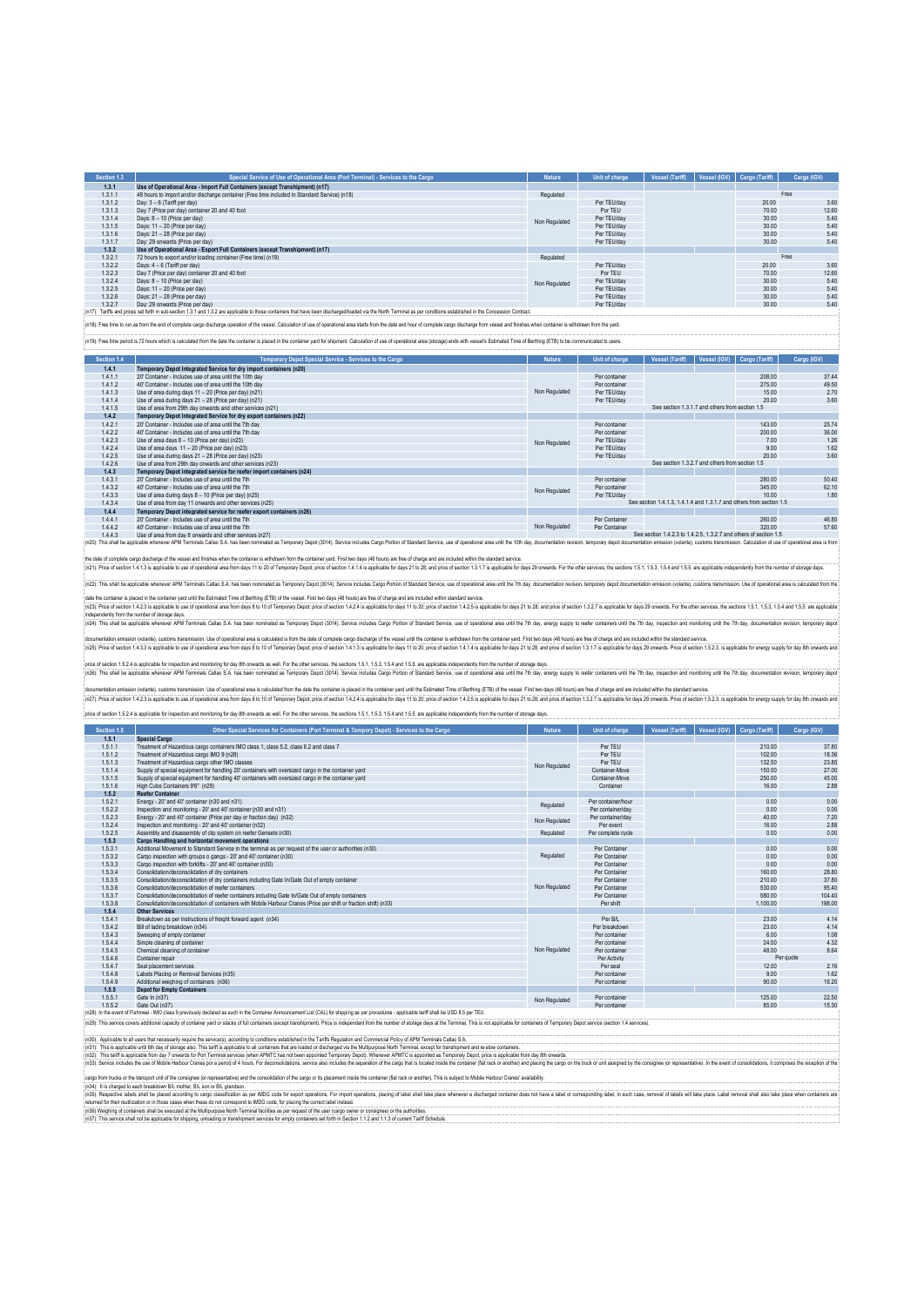| Section 1.3 | Special Service of Use of Operational Area (Port Terminal) - Services to the Cargo | Nature | Unit of charge | Vessel (Tariff) | Vessel (IGV) | Cargo (Tariff) | Cargo (IGV) |
|---|---|---|---|---|---|---|---|
| 1.3.1 | Use of Operational Area - Import Full Containers (except Transhipment) (n17) | | | | | | |
| 1.3.1.1 | 48 hours to import and/or discharge container (Free time included in Standard Service) (n18) | Regulated | | | | Free | |
| 1.3.1.2 | Day: 3 – 6 (Tariff per day) | Non Regulated | Per TEU/day | | | 20.00 | 3.60 |
| 1.3.1.3 | Day 7 (Price per day) container 20 and 40 foot | | Por TEU | | | 70.00 | 12.60 |
| 1.3.1.4 | Days: 8 – 10 (Price per day) | | Per TEU/day | | | 30.00 | 5.40 |
| 1.3.1.5 | Days: 11 – 20 (Price per day) | | Per TEU/day | | | 30.00 | 5.40 |
| 1.3.1.6 | Days: 21 – 28 (Price per day) | | Per TEU/day | | | 30.00 | 5.40 |
| 1.3.1.7 | Day: 29 onwards (Price per day) | | Per TEU/day | | | 30.00 | 5.40 |
| 1.3.2 | Use of Operational Area - Export Full Containers (except Transhipment) (n17) | | | | | | |
| 1.3.2.1 | 72 hours to export and/or loading container (Free time) (n19) | Regulated | | | | Free | |
| 1.3.2.2 | Days: 4 – 6 (Tariff per day) | Non Regulated | Per TEU/day | | | 20.00 | 3.60 |
| 1.3.2.3 | Day 7 (Price per day) container 20 and 40 foot | | Por TEU | | | 70.00 | 12.60 |
| 1.3.2.4 | Days: 8 – 10 (Price per day) | | Per TEU/day | | | 30.00 | 5.40 |
| 1.3.2.5 | Days: 11 – 20 (Price per day) | | Per TEU/day | | | 30.00 | 5.40 |
| 1.3.2.6 | Days: 21 – 28 (Price per day) | | Per TEU/day | | | 30.00 | 5.40 |
| 1.3.2.7 | Day 29 onwards (Price per day) | | Per TEU/day | | | 30.00 | 5.40 |

(n17): Tariffs and prices set forth in sub-section 1.3.1 and 1.3.2 are applicable to those containers that have been discharged/loaded via the North Terminal as per conditions established in the Concession Contract.

(n18): Free time to run as from the end of complete cargo discharge operation of the vessel. Calculation of use of operational area starts from the date and hour of complete cargo discharge from vessel and finishes when container is withdrawn from the yard.

(n19): Free time period is 72 hours which is calculated from the date the container is placed in the container yard for shipment. Calculation of use of operational area (storage) ends with vessel's Estimated Time of Berthing (ETB) to be communicated to users.

| Section 1.4 | Temporary Depot Special Service - Services to the Cargo | Nature | Unit of charge | Vessel (Tariff) | Vessel (IGV) | Cargo (Tariff) | Cargo (IGV) |
|---|---|---|---|---|---|---|---|
| 1.4.1 | Temporary Depot Integrated Service for dry import containers (n20) | | | | | | |
| 1.4.1.1 | 20' Container - Includes use of area until the 10th day | Non Regulated | Per container | | | 208.00 | 37.44 |
| 1.4.1.2 | 40' Container - Includes use of area until the 10th day | | Per container | | | 275.00 | 49.50 |
| 1.4.1.3 | Use of area during days 11 – 20 (Price per day) (n21) | | Per TEU/day | | | 15.00 | 2.70 |
| 1.4.1.4 | Use of area during days 21 – 28 (Price per day) (n21) | | Per TEU/day | | | 20.00 | 3.60 |
| 1.4.1.5 | Use of area from 29th day onwards and other services (n21) | | See section 1.3.1.7 and others from section 1.5 | | | | |
| 1.4.2 | Temporary Depot Integrated Service for dry export containers (n22) | | | | | | |
| 1.4.2.1 | 20' Container - Includes use of area until the 7th day | Non Regulated | Per container | | | 143.00 | 25.74 |
| 1.4.2.2 | 40' Container - Includes use of area until the 7th day | | Per container | | | 200.00 | 36.00 |
| 1.4.2.3 | Use of area days 8 – 10 (Price per day) (n23) | | Per TEU/day | | | 7.00 | 1.26 |
| 1.4.2.4 | Use of area days 11 – 20 (Price per day) (n23) | | Per TEU/day | | | 9.00 | 1.62 |
| 1.4.2.5 | Use of area during days 21 – 28 (Price per day) (n23) | | Per TEU/day | | | 20.00 | 3.60 |
| 1.4.2.6 | Use of area from 29th day onwards and other services (n23) | | See section 1.3.2.7 and others from section 1.5 | | | | |
| 1.4.3 | Temporary Depot integrated service for reefer import containers (n24) | | | | | | |
| 1.4.3.1 | 20' Container - Includes use of area until the 7th | Non Regulated | Per container | | | 280.00 | 50.40 |
| 1.4.3.2 | 40' Container - Includes use of area until the 7th | | Per container | | | 345.00 | 62.10 |
| 1.4.3.3 | Use of area during days 8 – 10 (Price per day) (n25) | | Per TEU/day | | | 10.00 | 1.80 |
| 1.4.3.4 | Use of area from day 11 onwards and other services (n25) | | See section 1.4.1.3, 1.4.1.4 and 1.3.1.7 and others from section 1.5 | | | | |
| 1.4.4 | Temporary Depot integrated service for reefer export containers (n26) | | | | | | |
| 1.4.4.1 | 20' Container - Includes use of area until the 7th | Non Regulated | Per Container | | | 260.00 | 46.80 |
| 1.4.4.2 | 40' Container - Includes use of area until the 7th | | Per Container | | | 320.00 | 57.60 |
| 1.4.4.3 | Use of area from day 8 onwards and other services (n27) | | See section 1.4.2.3 to 1.4.2.5, 1.3.2.7 and others of section 1.5 | | | | |

(n20): This shall be applicable whenever APM Terminals Callao S.A. has been nominated as Temporary Depot (3014). Service includes Cargo Portion of Standard Service, use of operational area until the 10th day, documentation revision, temporary depot documentation emission (volante), customs transmission. Calculation of use of operational area is from the date of complete cargo discharge of the vessel and finishes when the container is withdrawn from the container yard. First two days (48 hours) are free of charge and are included within the standard service.

(n21): Price of section 1.4.1.3 is applicable to use of operational area from days 11 to 20 of Temporary Depot; price of section 1.4.1.4 is applicable for days 21 to 28; and price of section 1.3.1.7 is applicable for days 29 onwards. For the other services, the sections 1.5.1, 1.5.3, 1.5.4 and 1.5.5. are applicable independently from the number of storage days.

(n22): This shall be applicable whenever APM Terminals Callao S.A. has been nominated as Temporary Depot (3014). Service includes Cargo Portion of Standard Service, use of operational area until the 7th day, documentation revision, temporary depot documentation emission (volante), customs transmission. Use of operational area is calculated from the date the container is placed in the container yard until the Estimated Time of Berthing (ETB) of the vessel. First two days (48 hours) are free of charge and are included within standard service.

(n23): Price of section 1.4.2.3 is applicable to use of operational area from days 8 to 10 of Temporary Depot; price of section 1.4.2.4 is applicable for days 11 to 20; price of section 1.4.2.5 is applicable for days 21 to 28; and price of section 1.3.2.7 is applicable for days 29 onwards. For the other services, the sections 1.5.1, 1.5.3, 1.5.4 and 1.5.5. are applicable independently from the number of storage days.

(n24): This shall be applicable whenever APM Terminals Callao S.A. has been nominated as Temporary Depot (3014). Service includes Cargo Portion of Standard Service, use of operational area until the 7th day, energy supply to reefer containers until the 7th day, inspection and monitoring until the 7th day, documentation revision, temporary depot documentation emission (volante), customs transmission. Use of operational area is calculated is from the date of complete cargo discharge of the vessel until the container is withdrawn from the container yard. First two days (48 hours) are free of charge and are included within the standard service.

(n25): Price of section 1.4.3.3 is applicable to use of operational area from days 8 to 10 of Temporary Depot; price of section 1.4.1.3 is applicable for days 11 to 20; price of section 1.4.1.4 is applicable for days 21 to 28; and price of section 1.3.1.7 is applicable for days 29 onwards. Price of section 1.5.2.3. is applicable for energy supply for day 8th onwards and price of section 1.5.2.4 is applicable for inspection and monitoring for day 8th onwards as well. For the other services, the sections 1.5.1, 1.5.3, 1.5.4 and 1.5.5. are applicable independently from the number of storage days.

(n26): This shall be applicable whenever APM Terminals Callao S.A. has been nominated as Temporary Depot (3014). Service includes Cargo Portion of Standard Service, use of operational area until the 7th day, energy supply to reefer containers until the 7th day, inspection and monitoring until the 7th day, documentation revision, temporary depot documentation emission (volante), customs transmission. Use of operational area is calculated from the date the container is placed in the container yard until the Estimated Time of Berthing (ETB) of the vessel. First two days (48 hours) are free of charge and are included within the standard service.

(n27): Price of section 1.4.2.3 is applicable to use of operational area from days 8 to 10 of Temporary Depot; price of section 1.4.2.4 is applicable for days 11 to 20; price of section 1.4.2.5 is applicable for days 21 to 28; and price of section 1.3.2.7 is applicable for days 29 onwards. Price of section 1.5.2.3. is applicable for energy supply for day 8th onwards and price of section 1.5.2.4 is applicable for inspection and monitoring for day 8th onwards as well. For the other services, the sections 1.5.1, 1.5.3, 1.5.4 and 1.5.5. are applicable independently from the number of storage days.

| Section 1.5 | Other Special Services for Containers (Port Terminal & Tempory Depot) - Services to the Cargo | Nature | Unit of charge | Vessel (Tariff) | Vessel (IGV) | Cargo (Tariff) | Cargo (IGV) |
|---|---|---|---|---|---|---|---|
| 1.5.1 | Special Cargo | | | | | | |
| 1.5.1.1 | Treatment of Hazardous cargo containers IMO class 1, class 5.2, class 6.2 and class 7 | Non Regulated | Per TEU | | | 210.00 | 37.80 |
| 1.5.1.2 | Treatment of Hazardous cargo IMO 9 (n28) | | Per TEU | | | 102.00 | 18.36 |
| 1.5.1.3 | Treatment of Hazardous cargo other IMO classes | | Per TEU | | | 132.50 | 23.85 |
| 1.5.1.4 | Supply of special equipment for handling 20' containers with oversized cargo in the container yard | | Container-Move | | | 150.00 | 27.00 |
| 1.5.1.5 | Supply of special equipment for handling 40' containers with oversized cargo in the container yard | | Container-Move | | | 250.00 | 45.00 |
| 1.5.1.6 | High Cube Containers 9'6" (n29) | | Container | | | 16.00 | 2.88 |
| 1.5.2 | Reefer Container | | | | | | |
| 1.5.2.1 | Energy - 20' and 40' container (n30 and n31) | Regulated | Per container/hour | | | 0.00 | 0.00 |
| 1.5.2.2 | Inspection and monitoring - 20' and 40' container (n30 and n31) | | Per container/day | | | 0.00 | 0.00 |
| 1.5.2.3 | Energy - 20' and 40' container (Price per day or fraction day) (n32) | Non Regulated | Per container/day | | | 40.00 | 7.20 |
| 1.5.2.4 | Inspection and monitoring - 20' and 40' container (n32) | | Per event | | | 16.00 | 2.88 |
| 1.5.2.5 | Assembly and disassembly of clip system on reefer Gensets (n30) | Regulated | Per complete cycle | | | 0.00 | 0.00 |
| 1.5.3 | Cargo Handling and horizontal movement operations | | | | | | |
| 1.5.3.1 | Additional Movement to Standard Service in the terminal as per request of the user or authorities (n30) | Regulated | Per Container | | | 0.00 | 0.00 |
| 1.5.3.2 | Cargo inspection with groups o gangs - 20' and 40' container (n30) | | Per Container | | | 0.00 | 0.00 |
| 1.5.3.3 | Cargo inspection with forklifts - 20' and 40' container (n30) | | Per Container | | | 0.00 | 0.00 |
| 1.5.3.4 | Consolidation/deconsolidation of dry containers | Non Regulated | Per Container | | | 160.00 | 28.80 |
| 1.5.3.5 | Consolidation/deconsolidation of dry containers including Gate In/Gate Out of empty container | | Per Container | | | 210.00 | 37.80 |
| 1.5.3.6 | Consolidation/deconsolidation of reefer containers | | Per Container | | | 530.00 | 95.40 |
| 1.5.3.7 | Consolidation/deconsolidation of reefer containers including Gate In/Gate Out of empty containers | | Per Container | | | 580.00 | 104.40 |
| 1.5.3.8 | Consolidation/deconsolidation of containers with Mobile Harbour Cranes (Price per shift or fraction shift) (n33) | | Per shift | | | 1,100.00 | 198.00 |
| 1.5.4 | Other Services | | | | | | |
| 1.5.4.1 | Breakdown as per instructions of freight forward agent (n34) | Non Regulated | Per B/L | | | 23.00 | 4.14 |
| 1.5.4.2 | Bill of lading breakdown (n34) | | Per breakdown | | | 23.00 | 4.14 |
| 1.5.4.3 | Sweeping of empty container | | Per container | | | 6.00 | 1.08 |
| 1.5.4.4 | Simple cleaning of container | | Per container | | | 24.00 | 4.32 |
| 1.5.4.5 | Chemical cleaning of container | | Per container | | | 48.00 | 8.64 |
| 1.5.4.6 | Container repair | | Per Activity | | | Per quote | |
| 1.5.4.7 | Seal placement services | | Per seal | | | 12.00 | 2.16 |
| 1.5.4.8 | Labels Placing or Removal Services (n35) | | Per container | | | 9.00 | 1.62 |
| 1.5.4.9 | Additional weighing of containers (n36) | | Per container | | | 90.00 | 16.20 |
| 1.5.5 | Depot for Empty Containers | | | | | | |
| 1.5.5.1 | Gate In (n37) | Non Regulated | Per container | | | 125.00 | 22.50 |
| 1.5.5.2 | Gate Out (n37) | | Per container | | | 85.00 | 15.30 |

(n28): In the event of Fishmeal - IMO class 9 previously declared as such in the Container Announcement List (CAL) for shipping as per procedures - applicable tariff shall be USD 8.5 per TEU.

(n29): This service covers additional capacity of container yard or stacks of full containers (except transhipment). Price is independent from the number of storage days at the Terminal. This is not applicable for containers of Temporary Depot service (section 1.4 services).

(n30): Applicable to all users that necessarily require the service(s), according to conditions established in the Tariffs Regulation and Commercial Policy of APM Terminals Callao S.A.

(n31): This is applicable until 6th day of storage also. This tariff is applicable to all containers that are loaded or discharged via the Multipurpose North Terminal, except for transhipment and re-stow containers.

(n32): This tariff is applicable from day 7 onwards for Port Terminal services (when APMTC has not been appointed Temporary Depot). Whenever APMTC is appointed as Temporary Depot, price is applicable from day 8th onwards.

(n33): Service includes the use of Mobile Harbour Cranes por a period of 4 hours. For deconsolidations, service also includes the separation of the cargo that is located inside the container (flat rack or another) and placing the cargo on the truck or unit assigned by the consignee (or representative). In the event of consolidations, it comprises the reception of the cargo from trucks or the transport unit of the consignee (or representative) and the consolidation of the cargo or its placement inside the container (flat rack or another). This is subject to Mobile Harbour Cranes' availability.

(n34): It is charged to each breakdown B/L mother, B/L son or B/L grandson.

(n35): Respective labels shall be placed according to cargo classification as per IMDG code for export operations. For import operations, placing of label shall take place whenever a discharged container does not have a label or corresponding label, in such case, removal of labels will take place. Label removal shall also take place when containers are returned for their reutilization or in those cases when these do not correspond to IMDG code, for placing the correct label instead.

(n36) Weighing of containers shall be executed at the Multipurpose North Terminal facilities as per request of the user (cargo owner or consignee) or the authorities.

(n37): This service shall not be applicable for shipping, unloading or transhipment services for empty containers set forth in Section 1.1.2 and 1.1.3 of current Tariff Schedule.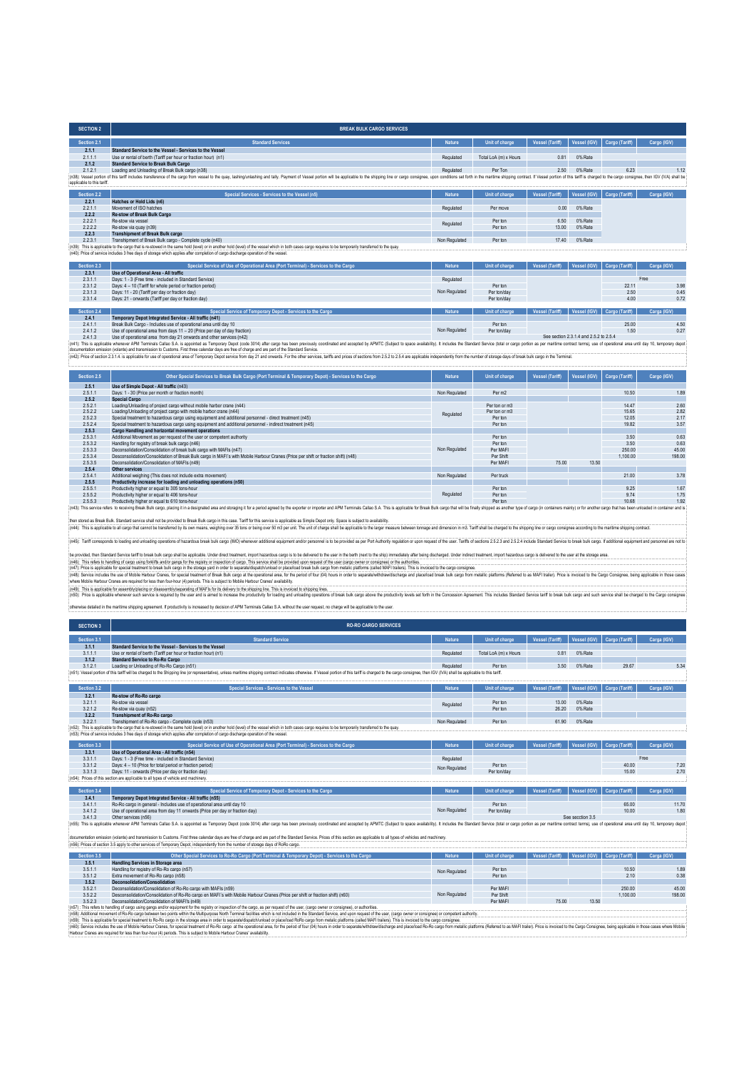## SECTION 2 — BREAK BULK CARGO SERVICES

| Section 2.1 | Standard Services | Nature | Unit of charge | Vessel (Tariff) | Vessel (IGV) | Cargo (Tariff) | Cargo (IGV) |
|---|---|---|---|---|---|---|---|
| 2.1.1 | **Standard Service to the Vessel - Services to the Vessel** | | | | | | |
| 2.1.1.1 | Use or rental of berth (Tariff per hour or fraction hour) (n1) | Regulated | Total LoA (m) x Hours | 0.81 | 0% Rate | | |
| 2.1.2 | **Standard Service to Break Bulk Cargo** | | | | | | |
| 2.1.2.1 | Loading and Unloading of Break Bulk cargo (n38) | Regulated | Per Ton | 2.50 | 0% Rate | 6.23 | 1.12 |

(n38): Vessel portion of this tariff includes transference of the cargo from vessel to the quay, lashing/unlashing and tally. Payment of Vessel portion will be applicable to the shipping line or cargo consignee, upon conditions set forth in the maritime shipping contract. If Vessel portion of this tariff is charged to the cargo consignee, then IGV (IVA) shall be applicable to this tariff.

| Section 2.2 | Special Services - Services to the Vessel (n5) | Nature | Unit of charge | Vessel (Tariff) | Vessel (IGV) | Cargo (Tariff) | Cargo (IGV) |
|---|---|---|---|---|---|---|---|
| 2.2.1 | **Hatches or Hold Lids (n6)** | | | | | | |
| 2.2.1.1 | Movement of ISO hatches | Regulated | Per move | 0.00 | 0% Rate | | |
| 2.2.2 | **Re-stow of Break Bulk Cargo** | | | | | | |
| 2.2.2.1 | Re-stow via vessel | Regulated | Per ton | 6.50 | 0% Rate | | |
| 2.2.2.2 | Re-stow via quay (n39) | | Per ton | 13.00 | 0% Rate | | |
| 2.2.3 | **Transhipment of Break Bulk cargo** | | | | | | |
| 2.2.3.1 | Transhipment of Break Bulk cargo - Complete cycle (n40) | Non Regulated | Per ton | 17.40 | 0% Rate | | |

(n39): This is applicable to the cargo that is re-stowed in the same hold (level) or in another hold (level) of the vessel which in both cases cargo requires to be temporarily transferred to the quay.
(n40): Price of service includes 3 free days of storage which applies after completion of cargo discharge operation of the vessel.

| Section 2.3 | Special Service of Use of Operational Area (Port Terminal) - Services to the Cargo | Nature | Unit of charge | Vessel (Tariff) | Vessel (IGV) | Cargo (Tariff) | Cargo (IGV) |
|---|---|---|---|---|---|---|---|
| 2.3.1 | **Use of Operational Area - All traffic** | | | | | | |
| 2.3.1.1 | Days: 1 - 3 (Free time - included in Standard Service) | Regulated | | | | Free | |
| 2.3.1.2 | Days: 4 – 10 (Tariff for whole period or fraction period) | Non Regulated | Per ton | | | 22.11 | 3.98 |
| 2.3.1.3 | Days: 11 - 20 (Tariff per day or fraction day) | | Per ton/day | | | 2.50 | 0.45 |
| 2.3.1.4 | Days: 21 - onwards (Tariff per day or fraction day) | | Per ton/day | | | 4.00 | 0.72 |

| Section 2.4 | Special Service of Temporary Depot - Services to the Cargo | Nature | Unit of charge | Vessel (Tariff) | Vessel (IGV) | Cargo (Tariff) | Cargo (IGV) |
|---|---|---|---|---|---|---|---|
| 2.4.1 | **Temporary Depot Integrated Service - All traffic (n41)** | | | | | | |
| 2.4.1.1 | Break Bulk Cargo - Includes use of operational area until day 10 | Non Regulated | Per ton | | | 25.00 | 4.50 |
| 2.4.1.2 | Use of operational area from days 11 – 20 (Price per day of day fraction) | | Per ton/day | | | 1.50 | 0.27 |
| 2.4.1.3 | Use of operational area from day 21 onwards and other services (n42) | | | See section 2.3.1.4 and 2.5.2 to 2.5.4 | | | |

(n41): This is applicable whenever APM Terminals Callao S.A. is appointed as Temporary Depot (code 3014) after cargo has been previously coordinated and accepted by APMTC (Subject to space availability). It includes the Standard Service (total or cargo portion as per maritime contract terms), use of operational area until day 10, temporary depot documentation emission (volante) and transmission to Customs. First three calendar days are free of charge and are part of the Standard Service.
(n42): Price of section 2.3.1.4. is applicable for use of operational area of Temporary Depot service from day 21 and onwards. For the other services, tariffs and prices of sections from 2.5.2 to 2.5.4 are applicable independently from the number of storage days of break bulk cargo in the Terminal.

| Section 2.5 | Other Special Services to Break Bulk Cargo (Port Terminal & Temporary Depot) - Services to the Cargo | Nature | Unit of charge | Vessel (Tariff) | Vessel (IGV) | Cargo (Tariff) | Cargo (IGV) |
|---|---|---|---|---|---|---|---|
| 2.5.1 | **Use of Simple Depot - All traffic (n43)** | | | | | | |
| 2.5.1.1 | Days: 1 - 30 (Price per month or fraction month) | Non Regulated | Per m2 | | | 10.50 | 1.89 |
| 2.5.2 | **Special Cargo** | | | | | | |
| 2.5.2.1 | Loading/Unloading of project cargo without mobile harbor crane (n44) | Regulated | Per ton or m3 | | | 14.47 | 2.60 |
| 2.5.2.2 | Loading/Unloading of project cargo with mobile harbor crane (n44) | | Per ton or m3 | | | 15.65 | 2.82 |
| 2.5.2.3 | Special treatment to hazardous cargo using equipment and additional personnel - direct treatment (n45) | | Per ton | | | 12.05 | 2.17 |
| 2.5.2.4 | Special treatment to hazardous cargo using equipment and additional personnel - indirect treatment (n45) | | Per ton | | | 19.82 | 3.57 |
| 2.5.3 | **Cargo Handling and horizontal movement operations** | | | | | | |
| 2.5.3.1 | Additional Movement as per request of the user or competent authority | Non Regulated | Per ton | | | 3.50 | 0.63 |
| 2.5.3.2 | Handling for registry of break bulk cargo (n46) | | Per ton | | | 3.50 | 0.63 |
| 2.5.3.3 | Deconsolidation/Consolidation of break bulk cargo with MAFIs (n47) | | Per MAFI | | | 250.00 | 45.00 |
| 2.5.3.4 | Deconsolidation/Consolidation of Break Bulk cargo in MAFI's with Mobile Harbour Cranes (Price per shift or fraction shift) (n48) | | Per Shift | | | 1,100.00 | 198.00 |
| 2.5.3.5 | Deconsolidation/Consolidation of MAFIs (n49) | | Per MAFI | 75.00 | 13.50 | | |
| 2.5.4 | **Other services** | | | | | | |
| 2.5.4.1 | Additional weighing (This does not include extra movement) | Non Regulated | Per truck | | | 21.00 | 3.78 |
| 2.5.5 | **Productivity increase for loading and unloading operations (n50)** | | | | | | |
| 2.5.5.1 | Productivity higher or equal to 305 tons-hour | Regulated | Per ton | | | 9.25 | 1.67 |
| 2.5.5.2 | Productivity higher or equal to 406 tons-hour | | Per ton | | | 9.74 | 1.75 |
| 2.5.5.3 | Productivity higher or equal to 610 tons-hour | | Per ton | | | 10.68 | 1.92 |

(n43): This service refers to receiving Break Bulk cargo, placing it in a designated area and storaging it for a period agreed by the exporter or importer and APM Terminals Callao S.A. This is applicable for Break Bulk cargo that will be finally shipped as another type of cargo (in containers mainly) or for another cargo that has been unloaded in container and is then stored as Break Bulk. Standard service shall not be provided to Break Bulk cargo in this case. Tariff for this service is applicable as Simple Depot only. Space is subject to availability.
(n44): This is applicable to all cargo that cannot be transferred by its own means, weighing over 35 tons or being over 50 m3 per unit. The unit of charge shall be applicable to the larger measure between tonnage and dimension in m3. Tariff shall be charged to the shipping line or cargo consignee according to the maritime shipping contract.
(n45): Tariff corresponds to loading and unloading operations of hazardous break bulk cargo (IMO) whenever additional equipment and/or personnel is to be provided as per Port Authority regulation or upon request of the user. Tariffs of sections 2.5.2.3 and 2.5.2.4 include Standard Service to break bulk cargo. If additional equipment and personnel are not to be provided, then Standard Service tariff to break bulk cargo shall be applicable. Under direct treatment, import hazardous cargo is to be delivered to the user in the berth (next to the ship) immediately after being discharged. Under indirect treatment, import hazardous cargo is delivered to the user at the storage area.
(n46): This refers to handling of cargo using forklifts and/or gangs for the registry or inspection of cargo. This service shall be provided upon request of the user (cargo owner or consignee) or the authorities.
(n47): Price is applicable for special treatment to break bulk cargo in the storage yard in order to separate/dispatch/unload or place/load break bulk cargo from metallic platforms (called MAFI trailers). This is invoiced to the cargo consignee.
(n48): Service includes the use of Mobile Harbour Cranes, for special treatment of Break Bulk cargo at the operational area, for the period of four (04) hours in order to separate/withdrew/discharge and place/load break bulk cargo from metallic platforms (Referred to as MAFI trailer). Price is invoiced to the Cargo Consignee, being applicable in those cases where Mobile Harbour Cranes are required for less than four-hour (4) periods. This is subject to Mobile Harbour Cranes' availability.
(n49): This is applicable for assembly/placing or disassembly/separating of MAFIs for its delivery to the shipping line. This is invoiced to shipping lines.
(n50): Price is applicable whenever such service is required by the user and is aimed to increase the productivity for loading and unloading operations of break bulk cargo above the productivity levels set forth in the Concession Agreement. This includes Standard Service tariff to break bulk cargo and such service shall be charged to the Cargo consignee otherwise detailed in the maritime shipping agreement. If productivity is increased by decision of APM Terminals Callao S.A. without the user request, no charge will be applicable to the user.

## SECTION 3 — RO-RO CARGO SERVICES

| Section 3.1 | Standard Service | Nature | Unit of charge | Vessel (Tariff) | Vessel (IGV) | Cargo (Tariff) | Cargo (IGV) |
|---|---|---|---|---|---|---|---|
| 3.1.1 | **Standard Service to the Vessel - Services to the Vessel** | | | | | | |
| 3.1.1.1 | Use or rental of berth (Tariff per hour or fraction hour) (n1) | Regulated | Total LoA (m) x Hours | 0.81 | 0% Rate | | |
| 3.1.2 | **Standard Service to Ro-Ro Cargo** | | | | | | |
| 3.1.2.1 | Loading or Unloading of Ro-Ro Cargo (n51) | Regulated | Per ton | 3.50 | 0% Rate | 29.67 | 5.34 |

(n51): Vessel portion of this tariff will be charged to the Shipping line (or representatives), unless maritime shipping contract indicates otherwise. If Vessel portion of this tariff is charged to the cargo consignee, then IGV (IVA) shall be applicable to this tariff.

| Section 3.2 | Special Services - Services to the Vessel | Nature | Unit of charge | Vessel (Tariff) | Vessel (IGV) | Cargo (Tariff) | Cargo (IGV) |
|---|---|---|---|---|---|---|---|
| 3.2.1 | **Re-stow of Ro-Ro cargo** | | | | | | |
| 3.2.1.1 | Re-stow via vessel | Regulated | Per ton | 13.00 | 0% Rate | | |
| 3.2.1.2 | Re-stow via quay (n52) | | Per ton | 26.20 | 0% Rate | | |
| 3.2.2 | **Transhipment of Ro-Ro cargo** | | | | | | |
| 3.2.2.1 | Transhipment of Ro-Ro cargo - Complete cycle (n53) | Non Regulated | Per ton | 61.90 | 0% Rate | | |

(n52): This is applicable to the cargo that is re-stowed in the same hold (level) or in another hold (level) of the vessel which in both cases cargo requires to be temporarily transferred to the quay.
(n53): Price of service includes 3 free days of storage which applies after completion of cargo discharge operation of the vessel.

| Section 3.3 | Special Service of Use of Operational Area (Port Terminal) - Services to the Cargo | Nature | Unit of charge | Vessel (Tariff) | Vessel (IGV) | Cargo (Tariff) | Cargo (IGV) |
|---|---|---|---|---|---|---|---|
| 3.3.1 | **Use of Operational Area - All traffic (n54)** | | | | | | |
| 3.3.1.1 | Days: 1 - 3 (Free time - included in Standard Service) | Regulated | | | | Free | |
| 3.3.1.2 | Days: 4 – 10 (Price for total period or fraction period) | Non Regulated | Per ton | | | 40.00 | 7.20 |
| 3.3.1.3 | Days: 11 - onwards (Price per day or fraction day) | | Per ton/day | | | 15.00 | 2.70 |

(n54): Prices of this section are applicable to all types of vehicle and machinery.

| Section 3.4 | Special Service of Temporary Depot - Services to the Cargo | Nature | Unit of charge | Vessel (Tariff) | Vessel (IGV) | Cargo (Tariff) | Cargo (IGV) |
|---|---|---|---|---|---|---|---|
| 3.4.1 | **Temporary Depot Integrated Service - All traffic (n55)** | | | | | | |
| 3.4.1.1 | Ro-Ro cargo in general - Includes use of operational area until day 10 | Non Regulated | Per ton | | | 65.00 | 11.70 |
| 3.4.1.2 | Use of operational area from day 11 onwards (Price per day or fraction day) | | Per ton/day | | | 10.00 | 1.80 |
| 3.4.1.3 | Other services (n56) | | | See section 3.5 | | | |

(n55): This is applicable whenever APM Terminals Callao S.A. is appointed as Temporary Depot (code 3014) after cargo has been previously coordinated and accepted by APMTC (Subject to space availability). It includes the Standard Service (total or cargo portion as per maritime contract terms), use of operational area until day 10, temporary depot documentation emission (volante) and transmission to Customs. First three calendar days are free of charge and are part of the Standard Service. Prices of this section are applicable to all types of vehicles and machinery.
(n56): Prices of section 3.5 apply to other services of Temporary Depot, independently from the number of storage days of RoRo cargo.

| Section 3.5 | Other Special Services to Ro-Ro Cargo (Port Terminal & Temporary Depot) - Services to the Cargo | Nature | Unit of charge | Vessel (Tariff) | Vessel (IGV) | Cargo (Tariff) | Cargo (IGV) |
|---|---|---|---|---|---|---|---|
| 3.5.1 | **Handling Services in Storage area** | | | | | | |
| 3.5.1.1 | Handling for registry of Ro-Ro cargo (n57) | Non Regulated | Per ton | | | 10.50 | 1.89 |
| 3.5.1.2 | Extra movement of Ro-Ro cargo (n58) | | Per ton | | | 2.10 | 0.38 |
| 3.5.2 | **Deconsolidation/Consolidation** | | | | | | |
| 3.5.2.1 | Deconsolidation/Consolidation of Ro-Ro cargo with MAFIs (n59) | Non Regulated | Per MAFI | | | 250.00 | 45.00 |
| 3.5.2.2 | Deconsolidation/Consolidation of Ro-Ro cargo en MAFI's with Mobile Harbour Cranes (Price per shift or fraction shift) (n60) | | Per Shift | | | 1,100.00 | 198.00 |
| 3.5.2.3 | Deconsolidation/Consolidation of MAFI's (n49) | | Per MAFI | 75.00 | 13.50 | | |

(n57): This refers to handling of cargo using gangs and/or equipment for the registry or inspection of the cargo, as per request of the user, (cargo owner or consignee), or authorities.
(n58): Additional movement of Ro-Ro cargo between two points within the Multipurpose North Terminal facilities which is not included in the Standard Service, and upon request of the user, (cargo owner or consignee) or competent authority.
(n59): This is applicable for special treatment to Ro-Ro cargo in the storage area in order to separate/dispatch/unload or place/load RoRo cargo from metallic platforms (called MAFI trailers). This is invoiced to the cargo consignee.
(n60): Service includes the use of Mobile Harbour Cranes, for special treatment of Ro-Ro cargo at the operational area, for the period of four (04) hours in order to separate/withdrew/discharge and place/load Ro-Ro cargo from metallic platforms (Referred to as MAFI trailer). Price is invoiced to the Cargo Consignee, being applicable in those cases where Mobile Harbour Cranes are required for less than four-hour (4) periods. This is subject to Mobile Harbour Cranes' availability.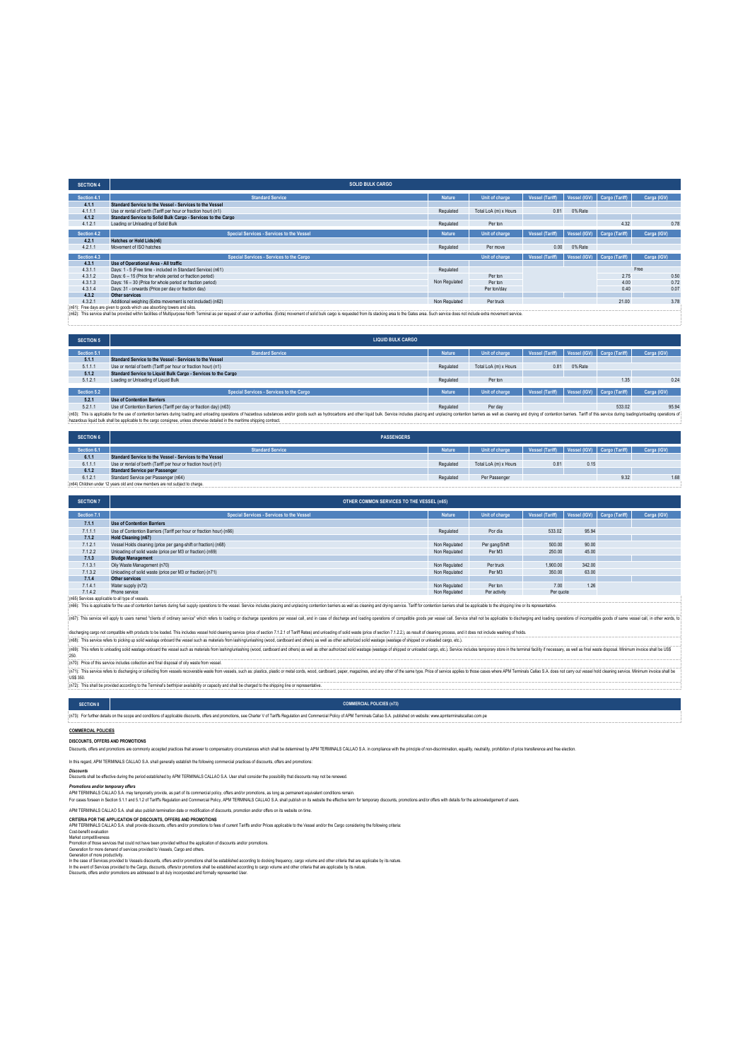| SECTION 4 | SOLID BULK CARGO | | | | | | |
|---|---|---|---|---|---|---|---|
| Section 4.1 | Standard Service | Nature | Unit of charge | Vessel (Tariff) | Vessel (IGV) | Cargo (Tariff) | Carga (IGV) |
| 4.1.1 | Standard Service to the Vessel - Services to the Vessel | | | | | | |
| 4.1.1.1 | Use or rental of berth (Tariff per hour or fraction hour) (n1) | Regulated | Total LoA (m) x Hours | 0.81 | 0% Rate | | |
| 4.1.2 | Standard Service to Solid Bulk Cargo - Services to the Cargo | | | | | | |
| 4.1.2.1 | Loading or Unloading of Solid Bulk | Regulated | Per ton | | | 4.32 | 0.78 |
| Section 4.2 | Special Services - Services to the Vessel | Nature | Unit of charge | Vessel (Tariff) | Vessel (IGV) | Cargo (Tariff) | Carga (IGV) |
| 4.2.1 | Hatches or Hold Lids(n6) | | | | | | |
| 4.2.1.1 | Movement of ISO hatches | Regulated | Per move | 0.00 | 0% Rate | | |
| Section 4.3 | Special Services - Services to the Cargo | | Unit of charge | Vessel (Tariff) | Vessel (IGV) | Cargo (Tariff) | Carga (IGV) |
| 4.3.1 | Use of Operational Area - All traffic | | | | | | |
| 4.3.1.1 | Days: 1 - 5 (Free time - included in Standard Service) (n61) | Regulated | | | | Free | |
| 4.3.1.2 | Days: 6 – 15 (Price for whole period or fraction period) | Non Regulated | Per ton | | | 2.75 | 0.50 |
| 4.3.1.3 | Days: 16 – 30 (Price for whole period or fraction period) | | Per ton | | | 4.00 | 0.72 |
| 4.3.1.4 | Days: 31 - onwards (Price per day or fraction day) | | Per ton/day | | | 0.40 | 0.07 |
| 4.3.2 | Other services | | | | | | |
| 4.3.2.1 | Additional weighing (Extra movement is not included) (n62) | Non Regulated | Per truck | | | 21.00 | 3.78 |

(n61): Free days are given to goods which use absorbing towers and silos.

(n62): This service shall be provided within facilities of Multipurpose North Terminal as per request of user or authorities. (Extra) movement of solid bulk cargo is requested from its stacking area to the Gates area. Such service does not include extra movement service.

| SECTION 5 | LIQUID BULK CARGO | | | | | | |
|---|---|---|---|---|---|---|---|
| Section 5.1 | Standard Service | Nature | Unit of charge | Vessel (Tariff) | Vessel (IGV) | Cargo (Tariff) | Carga (IGV) |
| 5.1.1 | Standard Service to the Vessel - Services to the Vessel | | | | | | |
| 5.1.1.1 | Use or rental of berth (Tariff per hour or fraction hour) (n1) | Regulated | Total LoA (m) x Hours | 0.81 | 0% Rate | | |
| 5.1.2 | Standard Service to Liquid Bulk Cargo - Services to the Cargo | | | | | | |
| 5.1.2.1 | Loading or Unloading of Liquid Bulk | Regulated | Per ton | | | 1.35 | 0.24 |
| Section 5.2 | Special Services - Services to the Cargo | Nature | Unit of charge | Vessel (Tariff) | Vessel (IGV) | Cargo (Tariff) | Carga (IGV) |
| 5.2.1 | Use of Contention Barriers | | | | | | |
| 5.2.1.1 | Use of Contention Barriers (Tariff per day or fraction day) (n63) | Regulated | Per day | | | 533.02 | 95.94 |

(n63): This is applicable for the use of contention barriers during loading and unloading operations of hazardous substances and/or goods such as hydrocarbons and other liquid bulk. Service includes placing and unplacing contention barriers as well as cleaning and drying of contention barriers. Tariff of this service during loading/unloading operations of hazardous liquid bulk shall be applicable to the cargo consignee, unless otherwise detailed in the maritime shipping contract.

| SECTION 6 | PASSENGERS | | | | | | |
|---|---|---|---|---|---|---|---|
| Section 6.1 | Standard Service | Nature | Unit of charge | Vessel (Tariff) | Vessel (IGV) | Cargo (Tariff) | Carga (IGV) |
| 6.1.1 | Standard Service to the Vessel - Services to the Vessel | | | | | | |
| 6.1.1.1 | Use or rental of berth (Tariff per hour or fraction hour) (n1) | Regulated | Total LoA (m) x Hours | 0.81 | 0.15 | | |
| 6.1.2 | Standard Service per Passenger | | | | | | |
| 6.1.2.1 | Standard Service per Passenger (n64) | Regulated | Per Passenger | | | 9.32 | 1.68 |

(n64) Children under 12 years old and crew members are not subject to charge.

| SECTION 7 | OTHER COMMON SERVICES TO THE VESSEL (n65) | | | | | | |
|---|---|---|---|---|---|---|---|
| Section 7.1 | Special Services - Services to the Vessel | Nature | Unit of charge | Vessel (Tariff) | Vessel (IGV) | Cargo (Tariff) | Carga (IGV) |
| 7.1.1 | Use of Contention Barriers | | | | | | |
| 7.1.1.1 | Use of Contention Barriers (Tariff per hour or fraction hour) (n66) | Regulated | Por día | 533.02 | 95.94 | | |
| 7.1.2 | Hold Cleaning (n67) | | | | | | |
| 7.1.2.1 | Vessel Holds cleaning (price per gang-shift or fraction) (n68) | Non Regulated | Per gang/Shift | 500.00 | 90.00 | | |
| 7.1.2.2 | Unloading of solid waste (price per M3 or fraction) (n69) | Non Regulated | Per M3 | 250.00 | 45.00 | | |
| 7.1.3 | Sludge Management | | | | | | |
| 7.1.3.1 | Oily Waste Management (n70) | Non Regulated | Per truck | 1,900.00 | 342.00 | | |
| 7.1.3.2 | Unloading of solid waste (price per M3 or fraction) (n71) | Non Regulated | Per M3 | 350.00 | 63.00 | | |
| 7.1.4 | Other services | | | | | | |
| 7.1.4.1 | Water supply (n72) | Non Regulated | Per ton | 7.00 | 1.26 | | |
| 7.1.4.2 | Phone service | Non Regulated | Per activity | Per quote | | | |

(n65) Services applicable to all type of vessels.

(n66): This is applicable for the use of contention barriers during fuel supply operations to the vessel. Service includes placing and unplacing contention barriers as well as cleaning and drying service. Tariff for contention barriers shall be applicable to the shipping line or its representative.

(n67): This service will apply to users named "clients of ordinary service" which refers to loading or discharge operations per vessel call, and in case of discharge and loading operations of compatible goods per vessel call. Service shall not be applicable to discharging and loading operations of incompatible goods of same vessel call, in other words, to discharging cargo not compatible with products to be loaded. This includes vessel hold cleaning service (price of section 7.1.2.1 of Tariff Rates) and unloading of solid waste (price of section 7.1.2.2), as result of cleaning process, and it does not include washing of holds.

(n68): This service refers to picking up solid wastage onboard the vessel such as materials from lashing/unlashing (wood, cardboard and others) as well as other authorized solid wastage (wastage of shipped or unloaded cargo, etc.).

(n69): This refers to unloading solid wastage onboard the vessel such as materials from lashing/unlashing (wood, cardboard and others) as well as other authorized solid wastage (wastage of shipped or unloaded cargo, etc.). Service includes temporary store in the terminal facility if necessary, as well as final waste disposal. Minimum invoice shall be US$ 250.

(n70): Price of this service includes collection and final disposal of oily waste from vessel.

(n71): This service refers to discharging or collecting from vessels recoverable waste from vessels, such as: plastics, plastic or metal cords, wood, cardboard, paper, magazines, and any other of the same type. Price of service applies to those cases where APM Terminals Callao S.A. does not carry out vessel hold cleaning service. Minimum invoice shall be US$ 350.

(n72): This shall be provided according to the Terminal's berth/pier availability or capacity and shall be charged to the shipping line or representative.

| SECTION 8 | COMMERCIAL POLICIES (n73) |
|---|---|

(n73): For further details on the scope and conditions of applicable discounts, offers and promotions, see Charter V of Tariffs Regulation and Commercial Policy of APM Terminals Callao S.A. published on website: www.apmterminalscallao.com.pe

**COMMERCIAL POLICIES**

**DISCOUNTS, OFFERS AND PROMOTIONS**

Discounts, offers and promotions are commonly accepted practices that answer to compensatory circumstances which shall be determined by APM TERMINALS CALLAO S.A. in compliance with the principle of non-discrimination, equality, neutrality, prohibition of price transference and free election.

In this regard, APM TERMINALS CALLAO S.A. shall generally establish the following commercial practices of discounts, offers and promotions:

***Discounts***

Discounts shall be effective during the period established by APM TERMINALS CALLAO S.A. User shall consider the possibility that discounts may not be renewed.

***Promotions and/or temporary offers***

APM TERMINALS CALLAO S.A. may temporarily provide, as part of its commercial policy, offers and/or promotions, as long as permanent equivalent conditions remain.

For cases foreseen in Section 5.1.1 and 5.1.2 of Tariffs Regulation and Commercial Policy, APM TERMINALS CALLAO S.A. shall publish on its website the effective term for temporary discounts, promotions and/or offers with details for the acknowledgement of users.

APM TERMINALS CALLAO S.A. shall also publish termination date or modification of discounts, promotion and/or offers on its website on time.

**CRITERIA POR THE APPLICATION OF DISCOUNTS, OFFERS AND PROMOTIONS**

APM TERMINALS CALLAO S.A. shall provide discounts, offers and/or promotions to fees of current Tariffs and/or Prices applicable to the Vessel and/or the Cargo considering the following criteria:

Cost-benefit evaluation

Market competitiveness

Promotion of those services that could not have been provided without the application of discounts and/or promotions.

Generation for more demand of services provided to Vessels, Cargo and others.

Generation of more productivity.

In the case of Services provided to Vessels discounts, offers and/or promotions shall be established according to docking frequency, cargo volume and other criteria that are applicable by its nature.

In the event of Services provided to the Cargo, discounts, offers/or promotions shall be established according to cargo volume and other criteria that are applicable by its nature.

Discounts, offers and/or promotions are addressed to all duly incorporated and formally represented User.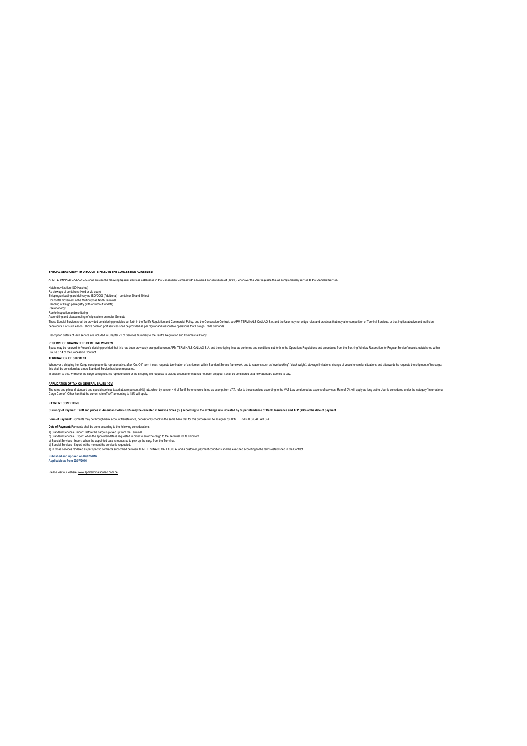**SPECIAL SERVICES WITH DISCOUNTS FIXED IN THE CONCESSION AGREEMENT**

APM TERMINALS CALLAO S.A. shall provide the following Special Services established in the Concession Contract with a hundred per cent discount (100%), whenever the User requests this as complementary service to the Standard Service.

Hatch movilization (ISO Hatches)
Re-stowage of containers (Hold or via quay)
Shipping/unloading and delivery no ISO/OOG (Additional) - container 20 and 40 foot
Horizontal movement in the Multipurpose North Terminal
Handling of Cargo per registry (with or without forklifts)
Reefer energy
Reefer inspection and monitoring
Assembling and disassembling of clip system on reefer Gensets
These Special Services shall be provided considering principles set forth in the Tariff's Regulation and Commercial Policy, and the Concession Contract, so APM TERMINALS CALLAO S.A. and the User may not bridge rules and practices that may alter competition of Terminal Services, or that implies abusive and inefficient behaviours. For such reason, above detailed port services shall be provided as per regular and reasonable operations that Foreign Trade demands.

Description details of each service are included in Chapter VII of Services Summary of the Tariff's Regulation and Commercial Policy.

**RESERVE OF GUARANTEED BERTHING WINDOW**

Space may be reserved for Vessel's docking provided that this has been previously arranged between APM TERMINALS CALLAO S.A. and the shipping lines as per terms and conditions set forth in the Operations Regulations and procedures from the Berthing Window Reservation for Regular Service Vessels, established within Clause 8.14 of the Concession Contract.

**TERMINATION OF SHIPMENT**

Whenever a shipping line, Cargo consignee or its representative, after "Cut-Off" term is over, requests termination of a shipment within Standard Service framework, due to reasons such as "overbooking", "stack weight", stowage limitations, change of vessel or similar situations; and afterwards he requests the shipment of his cargo; this shall be considered as a new Standard Service has been requested.

In addition to this, whenever the cargo consignee, his representative or the shipping line requests to pick up a container that had not been shipped, it shall be considered as a new Standard Service to pay.

**APPLICATION OF TAX ON GENERAL SALES (IGV)**

The rates and prices of standard and special services taxed at zero percent (0%) rate, which by version 4.0 of Tariff Scheme were listed as exempt from VAT, refer to those services according to the VAT Law considered as exports of services. Rate of 0% will apply as long as the User is considered under the category "International Cargo Carrier"; Other than that the current rate of VAT amounting to 18% will apply.

**PAYMENT CONDITIONS**

**Currency of Payment: Tariff and prices in American Dolars (US$) may be cancelled in Nuevos Soles (S/.) according to the exchange rate indicated by Superintendence of Bank, Insurance and AFP (SBS) at the date of payment.**

**Form of Payment:** Payments may be through bank account transference, deposit or by check in the same bank that for this purpose will be assigned by APM TERMINALS CALLAO S.A.

**Date of Payment:** Payments shall be done according to the following considerations:

a) Standard Services - Import: Before the cargo is picked up from the Terminal.
b) Standard Services - Export: when the appointed date is requested in order to enter the cargo to the Terminal for its shipment.
c) Special Services - Import: When the appointed date is requested to pick up the cargo from the Terminal.
d) Special Services - Export: At the moment the service is requested.
e) In those services rendered as per specific contracts subscribed between APM TERMINALS CALLAO S.A. and a customer, payment conditions shall be executed according to the terms established in the Contract.

**Published and updated on 07/07/2016**
**Applicable as from 22/07/2016**

Please visit our website: www.apmterminalscallao.com.pe